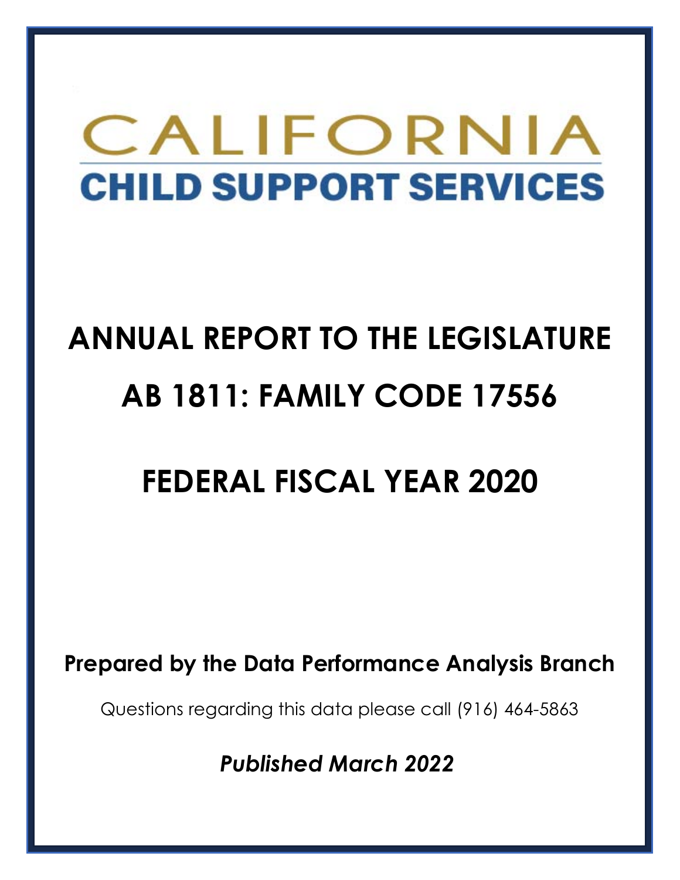# CALIFORNIA CHILD SUPPORT SERVICES

# ANNUAL REPORT TO THE LEGISLATURE

# AB 1811: FAMILY CODE 17556

# FEDERAL FISCAL YEAR 2020

**Prepared by the Data Performance Analysis Branch**

Questions regarding this data please call (916) 464-5863

***Published March 2022***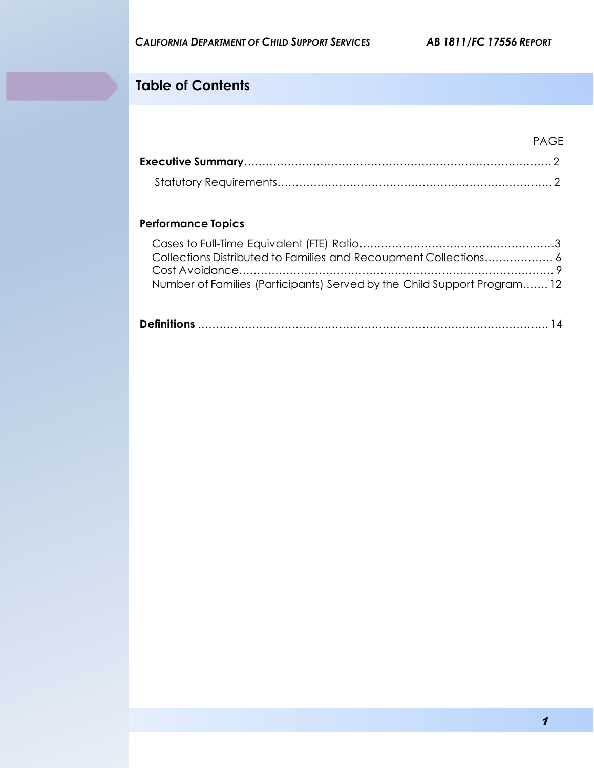# Table of Contents

PAGE

**Executive Summary** ........................................................................................ 2

Statutory Requirements ............................................................................. 2

**Performance Topics**

Cases to Full-Time Equivalent (FTE) Ratio ........................................................ 3
Collections Distributed to Families and Recoupment Collections .................... 6
Cost Avoidance ........................................................................................ 9
Number of Families (Participants) Served by the Child Support Program ....... 12

**Definitions** ........................................................................................ 14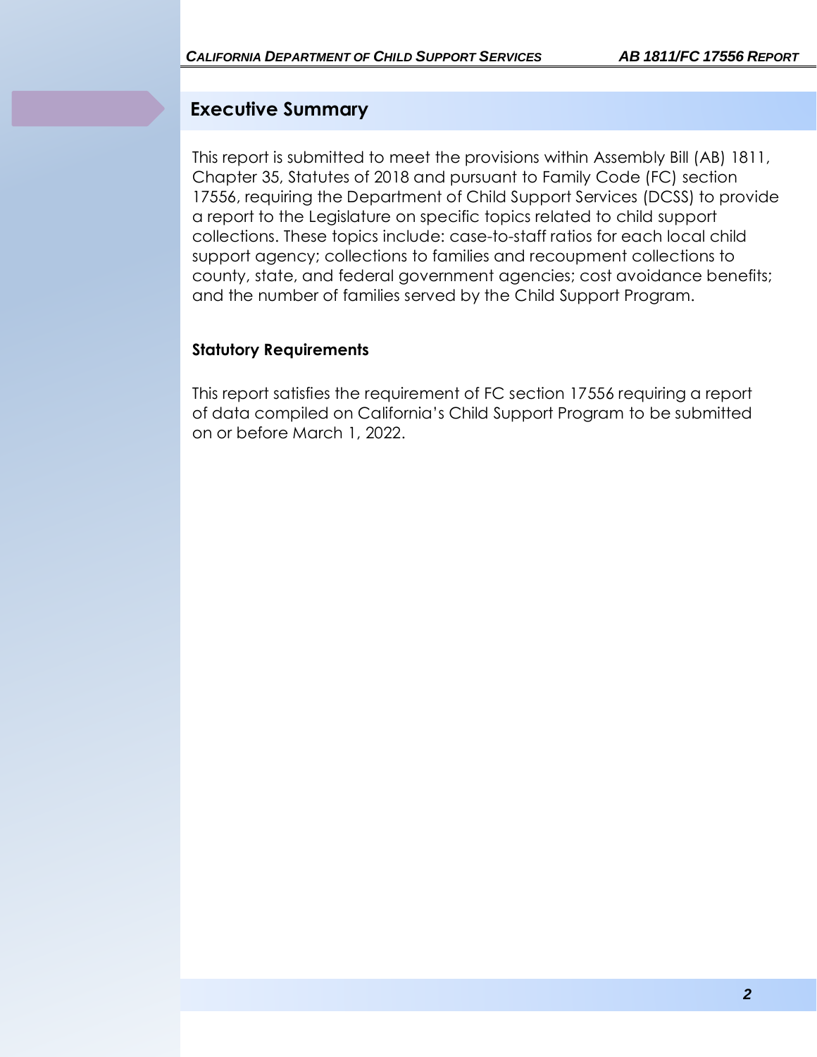## Executive Summary

This report is submitted to meet the provisions within Assembly Bill (AB) 1811, Chapter 35, Statutes of 2018 and pursuant to Family Code (FC) section 17556, requiring the Department of Child Support Services (DCSS) to provide a report to the Legislature on specific topics related to child support collections. These topics include: case-to-staff ratios for each local child support agency; collections to families and recoupment collections to county, state, and federal government agencies; cost avoidance benefits; and the number of families served by the Child Support Program.

### Statutory Requirements

This report satisfies the requirement of FC section 17556 requiring a report of data compiled on California's Child Support Program to be submitted on or before March 1, 2022.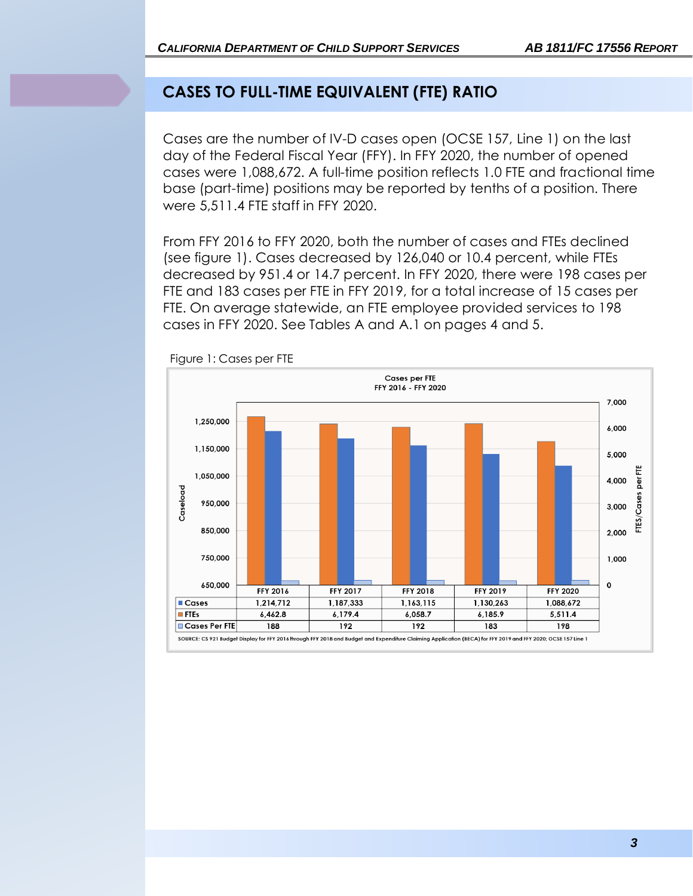## CASES TO FULL-TIME EQUIVALENT (FTE) RATIO

Cases are the number of IV-D cases open (OCSE 157, Line 1) on the last day of the Federal Fiscal Year (FFY). In FFY 2020, the number of opened cases were 1,088,672. A full-time position reflects 1.0 FTE and fractional time base (part-time) positions may be reported by tenths of a position. There were 5,511.4 FTE staff in FFY 2020.

From FFY 2016 to FFY 2020, both the number of cases and FTEs declined (see figure 1). Cases decreased by 126,040 or 10.4 percent, while FTEs decreased by 951.4 or 14.7 percent. In FFY 2020, there were 198 cases per FTE and 183 cases per FTE in FFY 2019, for a total increase of 15 cases per FTE. On average statewide, an FTE employee provided services to 198 cases in FFY 2020. See Tables A and A.1 on pages 4 and 5.

Figure 1: Cases per FTE

**Cases per FTE**
**FFY 2016 - FFY 2020**

| | FFY 2016 | FFY 2017 | FFY 2018 | FFY 2019 | FFY 2020 |
|---|---|---|---|---|---|
| Cases | 1,214,712 | 1,187,333 | 1,163,115 | 1,130,263 | 1,088,672 |
| FTEs | 6,462.8 | 6,179.4 | 6,058.7 | 6,185.9 | 5,511.4 |
| Cases Per FTE | 188 | 192 | 192 | 183 | 198 |

SOURCE: CS 921 Budget Display for FFY 2016 through FFY 2018 and Budget and Expenditure Claiming Application (BECA) for FFY 2019 and FFY 2020; OCSE 157 Line 1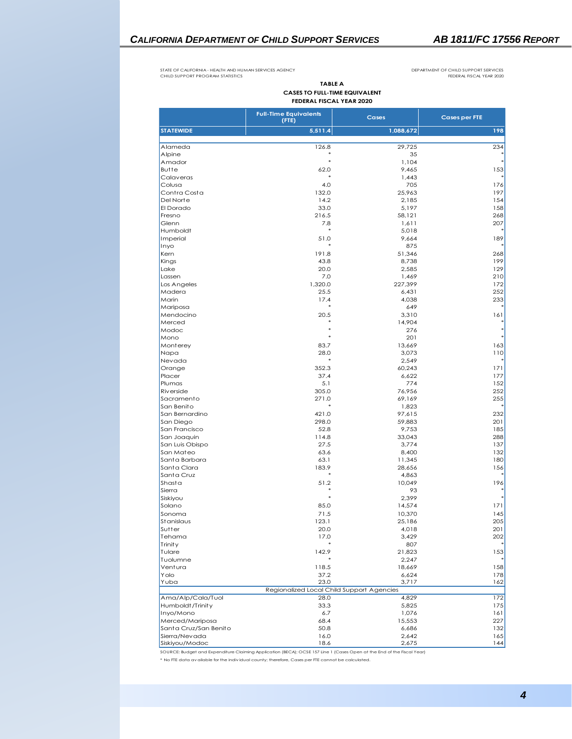STATE OF CALIFORNIA - HEALTH AND HUMAN SERVICES AGENCY
CHILD SUPPORT PROGRAM STATISTICS

DEPARTMENT OF CHILD SUPPORT SERVICES
FEDERAL FISCAL YEAR 2020

**TABLE A**
**CASES TO FULL-TIME EQUIVALENT**
**FEDERAL FISCAL YEAR 2020**

| | Full-Time Equivalents (FTE) | Cases | Cases per FTE |
|---|---|---|---|
| **STATEWIDE** | **5,511.4** | **1,088,672** | **198** |
| Alameda | 126.8 | 29,725 | 234 |
| Alpine | * | 35 | * |
| Amador | * | 1,104 | * |
| Butte | 62.0 | 9,465 | 153 |
| Calaveras | * | 1,443 | * |
| Colusa | 4.0 | 705 | 176 |
| Contra Costa | 132.0 | 25,963 | 197 |
| Del Norte | 14.2 | 2,185 | 154 |
| El Dorado | 33.0 | 5,197 | 158 |
| Fresno | 216.5 | 58,121 | 268 |
| Glenn | 7.8 | 1,611 | 207 |
| Humboldt | * | 5,018 | * |
| Imperial | 51.0 | 9,664 | 189 |
| Inyo | * | 875 | * |
| Kern | 191.8 | 51,346 | 268 |
| Kings | 43.8 | 8,738 | 199 |
| Lake | 20.0 | 2,585 | 129 |
| Lassen | 7.0 | 1,469 | 210 |
| Los Angeles | 1,320.0 | 227,399 | 172 |
| Madera | 25.5 | 6,431 | 252 |
| Marin | 17.4 | 4,038 | 233 |
| Mariposa | * | 649 | * |
| Mendocino | 20.5 | 3,310 | 161 |
| Merced | * | 14,904 | * |
| Modoc | * | 276 | * |
| Mono | * | 201 | * |
| Monterey | 83.7 | 13,669 | 163 |
| Napa | 28.0 | 3,073 | 110 |
| Nevada | * | 2,549 | * |
| Orange | 352.3 | 60,243 | 171 |
| Placer | 37.4 | 6,622 | 177 |
| Plumas | 5.1 | 774 | 152 |
| Riverside | 305.0 | 76,956 | 252 |
| Sacramento | 271.0 | 69,169 | 255 |
| San Benito | * | 1,823 | * |
| San Bernardino | 421.0 | 97,615 | 232 |
| San Diego | 298.0 | 59,883 | 201 |
| San Francisco | 52.8 | 9,753 | 185 |
| San Joaquin | 114.8 | 33,043 | 288 |
| San Luis Obispo | 27.5 | 3,774 | 137 |
| San Mateo | 63.6 | 8,400 | 132 |
| Santa Barbara | 63.1 | 11,345 | 180 |
| Santa Clara | 183.9 | 28,656 | 156 |
| Santa Cruz | * | 4,863 | * |
| Shasta | 51.2 | 10,049 | 196 |
| Sierra | * | 93 | * |
| Siskiyou | * | 2,399 | * |
| Solano | 85.0 | 14,574 | 171 |
| Sonoma | 71.5 | 10,370 | 145 |
| Stanislaus | 123.1 | 25,186 | 205 |
| Sutter | 20.0 | 4,018 | 201 |
| Tehama | 17.0 | 3,429 | 202 |
| Trinity | * | 807 | * |
| Tulare | 142.9 | 21,823 | 153 |
| Tuolumne | * | 2,247 | * |
| Ventura | 118.5 | 18,669 | 158 |
| Yolo | 37.2 | 6,624 | 178 |
| Yuba | 23.0 | 3,717 | 162 |
| Regionalized Local Child Support Agencies | | | |
| Ama/Alp/Cala/Tuol | 28.0 | 4,829 | 172 |
| Humboldt/Trinity | 33.3 | 5,825 | 175 |
| Inyo/Mono | 6.7 | 1,076 | 161 |
| Merced/Mariposa | 68.4 | 15,553 | 227 |
| Santa Cruz/San Benito | 50.8 | 6,686 | 132 |
| Sierra/Nevada | 16.0 | 2,642 | 165 |
| Siskiyou/Modoc | 18.6 | 2,675 | 144 |

SOURCE: Budget and Expenditure Claiming Application (BECA); OCSE 157 Line 1 (Cases Open at the End of the Fiscal Year)

* No FTE data available for the individual county; therefore, Cases per FTE cannot be calculated.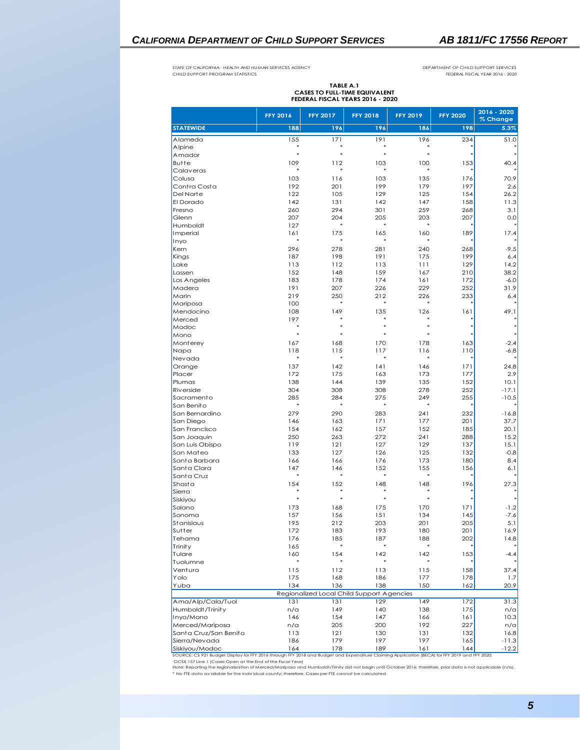STATE OF CALIFORNIA - HEALTH AND HUMAN SERVICES AGENCY
CHILD SUPPORT PROGRAM STATISTICS

DEPARTMENT OF CHILD SUPPORT SERVICES
FEDERAL FISCAL YEAR 2016 - 2020

**TABLE A.1**
**CASES TO FULL-TIME EQUIVALENT**
**FEDERAL FISCAL YEARS 2016 - 2020**

| | FFY 2016 | FFY 2017 | FFY 2018 | FFY 2019 | FFY 2020 | 2016 - 2020 % Change |
|---|---|---|---|---|---|---|
| **STATEWIDE** | **188** | **196** | **196** | **186** | **198** | **5.3%** |
| Alameda | 155 | 171 | 191 | 196 | 234 | 51.0 |
| Alpine | * | * | * | * | * | * |
| Amador | * | * | * | * | * | * |
| Butte | 109 | 112 | 103 | 100 | 153 | 40.4 |
| Calaveras | * | * | * | * | * | * |
| Colusa | 103 | 116 | 103 | 135 | 176 | 70.9 |
| Contra Costa | 192 | 201 | 199 | 179 | 197 | 2.6 |
| Del Norte | 122 | 105 | 129 | 125 | 154 | 26.2 |
| El Dorado | 142 | 131 | 142 | 147 | 158 | 11.3 |
| Fresno | 260 | 294 | 301 | 259 | 268 | 3.1 |
| Glenn | 207 | 204 | 205 | 203 | 207 | 0.0 |
| Humboldt | 127 | * | * | * | * | * |
| Imperial | 161 | 175 | 165 | 160 | 189 | 17.4 |
| Inyo | * | * | * | * | * | * |
| Kern | 296 | 278 | 281 | 240 | 268 | -9.5 |
| Kings | 187 | 198 | 191 | 175 | 199 | 6.4 |
| Lake | 113 | 112 | 113 | 111 | 129 | 14.2 |
| Lassen | 152 | 148 | 159 | 167 | 210 | 38.2 |
| Los Angeles | 183 | 178 | 174 | 161 | 172 | -6.0 |
| Madera | 191 | 207 | 226 | 229 | 252 | 31.9 |
| Marin | 219 | 250 | 212 | 226 | 233 | 6.4 |
| Mariposa | 100 | * | * | * | * | * |
| Mendocino | 108 | 149 | 135 | 126 | 161 | 49.1 |
| Merced | 197 | * | * | * | * | * |
| Modoc | * | * | * | * | * | * |
| Mono | * | * | * | * | * | * |
| Monterey | 167 | 168 | 170 | 178 | 163 | -2.4 |
| Napa | 118 | 115 | 117 | 116 | 110 | -6.8 |
| Nevada | * | * | * | * | * | * |
| Orange | 137 | 142 | 141 | 146 | 171 | 24.8 |
| Placer | 172 | 175 | 163 | 173 | 177 | 2.9 |
| Plumas | 138 | 144 | 139 | 135 | 152 | 10.1 |
| Riverside | 304 | 308 | 308 | 278 | 252 | -17.1 |
| Sacramento | 285 | 284 | 275 | 249 | 255 | -10.5 |
| San Benito | * | * | * | * | * | * |
| San Bernardino | 279 | 290 | 283 | 241 | 232 | -16.8 |
| San Diego | 146 | 163 | 171 | 177 | 201 | 37.7 |
| San Francisco | 154 | 162 | 157 | 152 | 185 | 20.1 |
| San Joaquin | 250 | 263 | 272 | 241 | 288 | 15.2 |
| San Luis Obispo | 119 | 121 | 127 | 129 | 137 | 15.1 |
| San Mateo | 133 | 127 | 126 | 125 | 132 | -0.8 |
| Santa Barbara | 166 | 166 | 176 | 173 | 180 | 8.4 |
| Santa Clara | 147 | 146 | 152 | 155 | 156 | 6.1 |
| Santa Cruz | * | * | * | * | * | * |
| Shasta | 154 | 152 | 148 | 148 | 196 | 27.3 |
| Sierra | * | * | * | * | * | * |
| Siskiyou | * | * | * | * | * | * |
| Solano | 173 | 168 | 175 | 170 | 171 | -1.2 |
| Sonoma | 157 | 156 | 151 | 134 | 145 | -7.6 |
| Stanislaus | 195 | 212 | 203 | 201 | 205 | 5.1 |
| Sutter | 172 | 183 | 193 | 180 | 201 | 16.9 |
| Tehama | 176 | 185 | 187 | 188 | 202 | 14.8 |
| Trinity | 165 | * | * | * | * | * |
| Tulare | 160 | 154 | 142 | 142 | 153 | -4.4 |
| Tuolumne | * | * | * | * | * | * |
| Ventura | 115 | 112 | 113 | 115 | 158 | 37.4 |
| Yolo | 175 | 168 | 186 | 177 | 178 | 1.7 |
| Yuba | 134 | 136 | 138 | 150 | 162 | 20.9 |
| Regionalized Local Child Support Agencies | | | | | | |
| Ama/Alp/Cala/Tuol | 131 | 131 | 129 | 149 | 172 | 31.3 |
| Humboldt/Trinity | n/a | 149 | 140 | 138 | 175 | n/a |
| Inyo/Mono | 146 | 154 | 147 | 166 | 161 | 10.3 |
| Merced/Mariposa | n/a | 205 | 200 | 192 | 227 | n/a |
| Santa Cruz/San Benito | 113 | 121 | 130 | 131 | 132 | 16.8 |
| Sierra/Nevada | 186 | 179 | 197 | 197 | 165 | -11.3 |
| Siskiyou/Modoc | 164 | 178 | 189 | 161 | 144 | -12.2 |

SOURCE: CS 921 Budget Display for FFY 2016 through FFY 2018 and Budget and Expenditure Claiming Application (BECA) for FFY 2019 and FFY 2020; OCSE 157 Line 1 (Cases Open at the End of the Fiscal Year)

Note: Reporting the regionalization of Merced/Mariposa and Humboldt/Trinity did not begin until October 2016; therefore, prior data is not applicable (n/a).

* No FTE data available for the individual county; therefore, Cases per FTE cannot be calculated.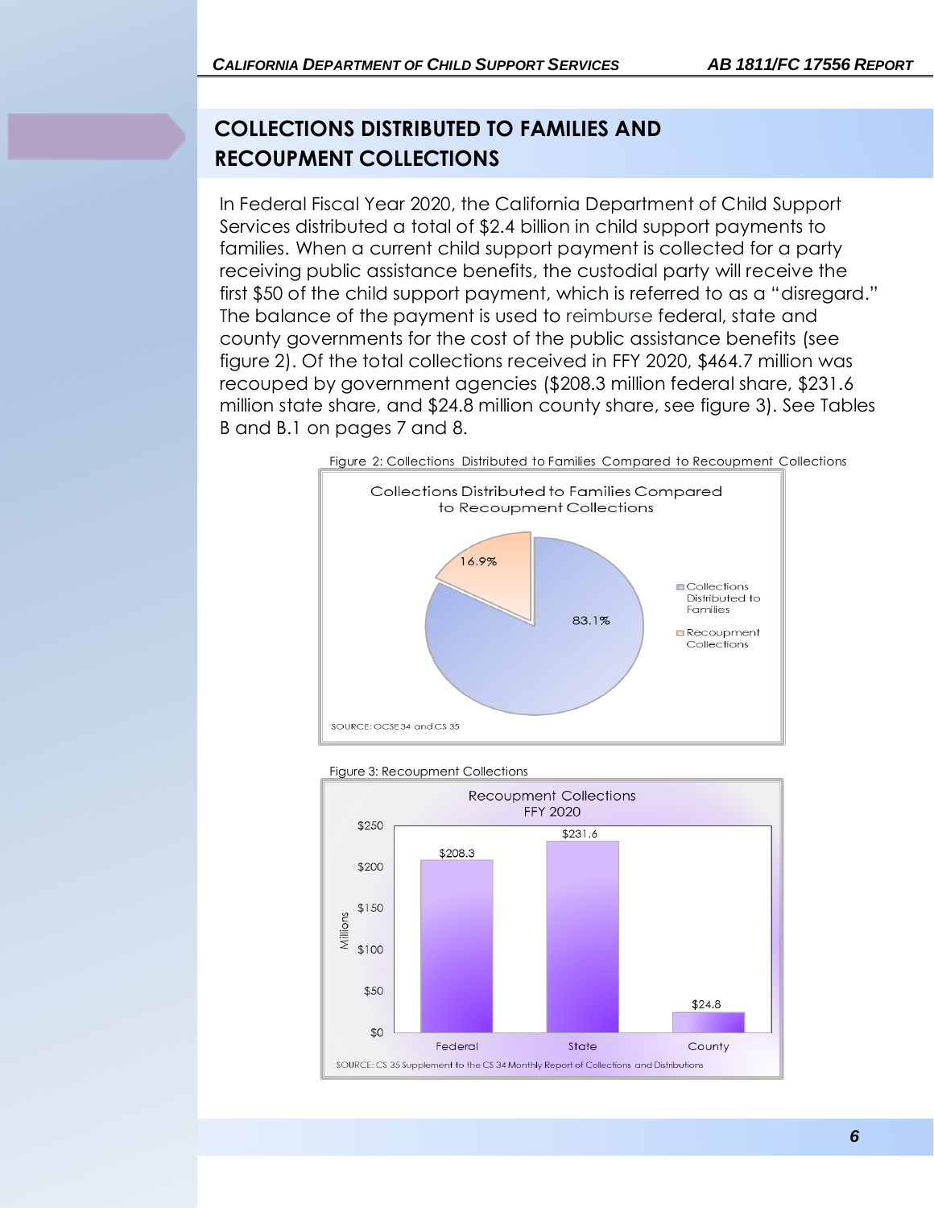## COLLECTIONS DISTRIBUTED TO FAMILIES AND RECOUPMENT COLLECTIONS

In Federal Fiscal Year 2020, the California Department of Child Support Services distributed a total of $2.4 billion in child support payments to families. When a current child support payment is collected for a party receiving public assistance benefits, the custodial party will receive the first $50 of the child support payment, which is referred to as a "disregard." The balance of the payment is used to reimburse federal, state and county governments for the cost of the public assistance benefits (see figure 2). Of the total collections received in FFY 2020, $464.7 million was recouped by government agencies ($208.3 million federal share, $231.6 million state share, and $24.8 million county share, see figure 3). See Tables B and B.1 on pages 7 and 8.

Figure 2: Collections Distributed to Families Compared to Recoupment Collections

Collections Distributed to Families Compared to Recoupment Collections

| Category | Percent |
|---|---|
| Collections Distributed to Families | 83.1% |
| Recoupment Collections | 16.9% |

SOURCE: OCSE 34 and CS 35

Figure 3: Recoupment Collections

Recoupment Collections FFY 2020 (Millions)

| | Federal | State | County |
|---|---|---|---|
| Recoupment Collections | $208.3 | $231.6 | $24.8 |

SOURCE: CS 35 Supplement to the CS 34 Monthly Report of Collections and Distributions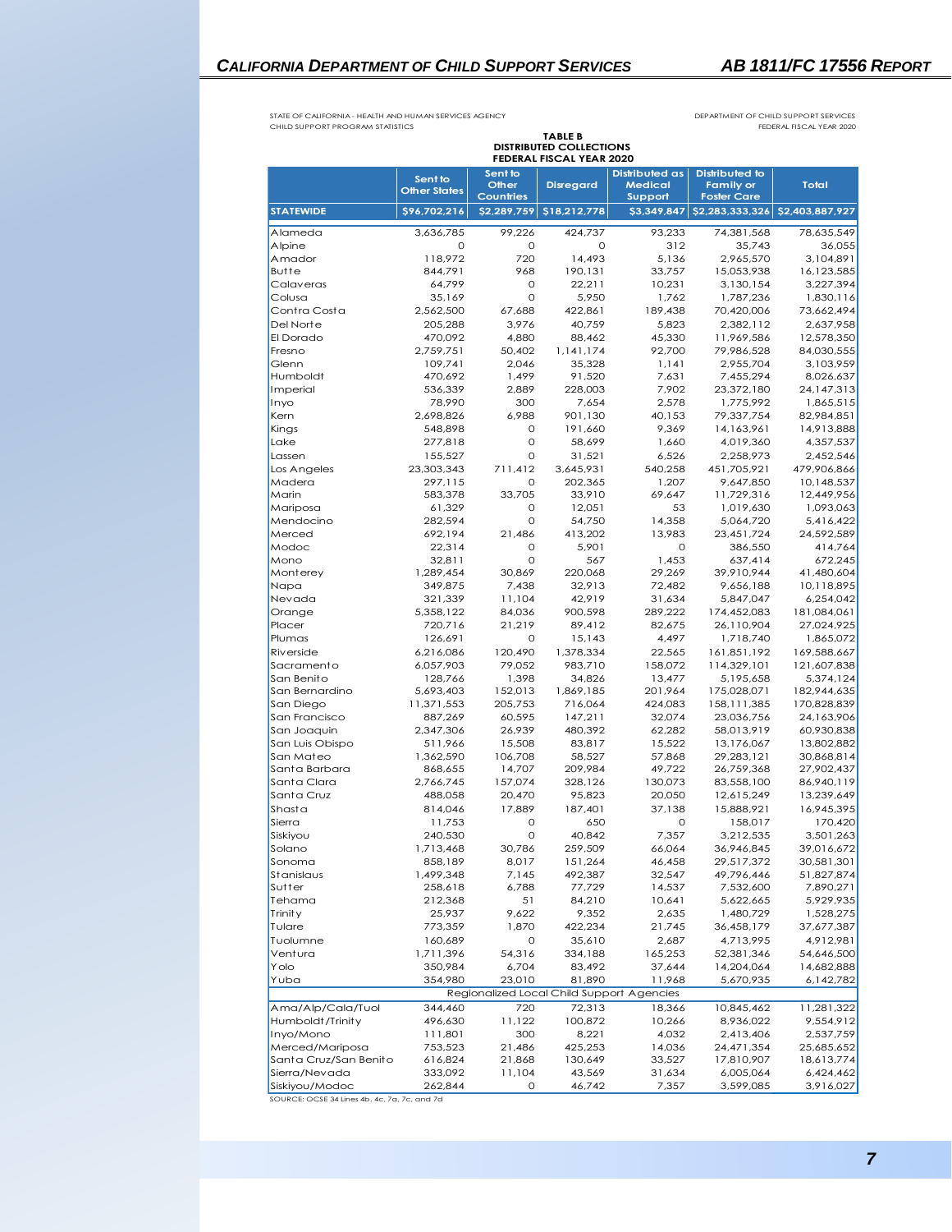STATE OF CALIFORNIA - HEALTH AND HUMAN SERVICES AGENCY
CHILD SUPPORT PROGRAM STATISTICS

DEPARTMENT OF CHILD SUPPORT SERVICES
FEDERAL FISCAL YEAR 2020

**TABLE B**
**DISTRIBUTED COLLECTIONS**
**FEDERAL FISCAL YEAR 2020**

| | Sent to Other States | Sent to Other Countries | Disregard | Distributed as Medical Support | Distributed to Family or Foster Care | Total |
|---|---|---|---|---|---|---|
| **STATEWIDE** | **$96,702,216** | **$2,289,759** | **$18,212,778** | **$3,349,847** | **$2,283,333,326** | **$2,403,887,927** |
| Alameda | 3,636,785 | 99,226 | 424,737 | 93,233 | 74,381,568 | 78,635,549 |
| Alpine | 0 | 0 | 0 | 312 | 35,743 | 36,055 |
| Amador | 118,972 | 720 | 14,493 | 5,136 | 2,965,570 | 3,104,891 |
| Butte | 844,791 | 968 | 190,131 | 33,757 | 15,053,938 | 16,123,585 |
| Calaveras | 64,799 | 0 | 22,211 | 10,231 | 3,130,154 | 3,227,394 |
| Colusa | 35,169 | 0 | 5,950 | 1,762 | 1,787,236 | 1,830,116 |
| Contra Costa | 2,562,500 | 67,688 | 422,861 | 189,438 | 70,420,006 | 73,662,494 |
| Del Norte | 205,288 | 3,976 | 40,759 | 5,823 | 2,382,112 | 2,637,958 |
| El Dorado | 470,092 | 4,880 | 88,462 | 45,330 | 11,969,586 | 12,578,350 |
| Fresno | 2,759,751 | 50,402 | 1,141,174 | 92,700 | 79,986,528 | 84,030,555 |
| Glenn | 109,741 | 2,046 | 35,328 | 1,141 | 2,955,704 | 3,103,959 |
| Humboldt | 470,692 | 1,499 | 91,520 | 7,631 | 7,455,294 | 8,026,637 |
| Imperial | 536,339 | 2,889 | 228,003 | 7,902 | 23,372,180 | 24,147,313 |
| Inyo | 78,990 | 300 | 7,654 | 2,578 | 1,775,992 | 1,865,515 |
| Kern | 2,698,826 | 6,988 | 901,130 | 40,153 | 79,337,754 | 82,984,851 |
| Kings | 548,898 | 0 | 191,660 | 9,369 | 14,163,961 | 14,913,888 |
| Lake | 277,818 | 0 | 58,699 | 1,660 | 4,019,360 | 4,357,537 |
| Lassen | 155,527 | 0 | 31,521 | 6,526 | 2,258,973 | 2,452,546 |
| Los Angeles | 23,303,343 | 711,412 | 3,645,931 | 540,258 | 451,705,921 | 479,906,866 |
| Madera | 297,115 | 0 | 202,365 | 1,207 | 9,647,850 | 10,148,537 |
| Marin | 583,378 | 33,705 | 33,910 | 69,647 | 11,729,316 | 12,449,956 |
| Mariposa | 61,329 | 0 | 12,051 | 53 | 1,019,630 | 1,093,063 |
| Mendocino | 282,594 | 0 | 54,750 | 14,358 | 5,064,720 | 5,416,422 |
| Merced | 692,194 | 21,486 | 413,202 | 13,983 | 23,451,724 | 24,592,589 |
| Modoc | 22,314 | 0 | 5,901 | 0 | 386,550 | 414,764 |
| Mono | 32,811 | 0 | 567 | 1,453 | 637,414 | 672,245 |
| Monterey | 1,289,454 | 30,869 | 220,068 | 29,269 | 39,910,944 | 41,480,604 |
| Napa | 349,875 | 7,438 | 32,913 | 72,482 | 9,656,188 | 10,118,895 |
| Nevada | 321,339 | 11,104 | 42,919 | 31,634 | 5,847,047 | 6,254,042 |
| Orange | 5,358,122 | 84,036 | 900,598 | 289,222 | 174,452,083 | 181,084,061 |
| Placer | 720,716 | 21,219 | 89,412 | 82,675 | 26,110,904 | 27,024,925 |
| Plumas | 126,691 | 0 | 15,143 | 4,497 | 1,718,740 | 1,865,072 |
| Riverside | 6,216,086 | 120,490 | 1,378,334 | 22,565 | 161,851,192 | 169,588,667 |
| Sacramento | 6,057,903 | 79,052 | 983,710 | 158,072 | 114,329,101 | 121,607,838 |
| San Benito | 128,766 | 1,398 | 34,826 | 13,477 | 5,195,658 | 5,374,124 |
| San Bernardino | 5,693,403 | 152,013 | 1,869,185 | 201,964 | 175,028,071 | 182,944,635 |
| San Diego | 11,371,553 | 205,753 | 716,064 | 424,083 | 158,111,385 | 170,828,839 |
| San Francisco | 887,269 | 60,595 | 147,211 | 32,074 | 23,036,756 | 24,163,906 |
| San Joaquin | 2,347,306 | 26,939 | 480,392 | 62,282 | 58,013,919 | 60,930,838 |
| San Luis Obispo | 511,966 | 15,508 | 83,817 | 15,522 | 13,176,067 | 13,802,882 |
| San Mateo | 1,362,590 | 106,708 | 58,527 | 57,868 | 29,283,121 | 30,868,814 |
| Santa Barbara | 868,655 | 14,707 | 209,984 | 49,722 | 26,759,368 | 27,902,437 |
| Santa Clara | 2,766,745 | 157,074 | 328,126 | 130,073 | 83,558,100 | 86,940,119 |
| Santa Cruz | 488,058 | 20,470 | 95,823 | 20,050 | 12,615,249 | 13,239,649 |
| Shasta | 814,046 | 17,889 | 187,401 | 37,138 | 15,888,921 | 16,945,395 |
| Sierra | 11,753 | 0 | 650 | 0 | 158,017 | 170,420 |
| Siskiyou | 240,530 | 0 | 40,842 | 7,357 | 3,212,535 | 3,501,263 |
| Solano | 1,713,468 | 30,786 | 259,509 | 66,064 | 36,946,845 | 39,016,672 |
| Sonoma | 858,189 | 8,017 | 151,264 | 46,458 | 29,517,372 | 30,581,301 |
| Stanislaus | 1,499,348 | 7,145 | 492,387 | 32,547 | 49,796,446 | 51,827,874 |
| Sutter | 258,618 | 6,788 | 77,729 | 14,537 | 7,532,600 | 7,890,271 |
| Tehama | 212,368 | 51 | 84,210 | 10,641 | 5,622,665 | 5,929,935 |
| Trinity | 25,937 | 9,622 | 9,352 | 2,635 | 1,480,729 | 1,528,275 |
| Tulare | 773,359 | 1,870 | 422,234 | 21,745 | 36,458,179 | 37,677,387 |
| Tuolumne | 160,689 | 0 | 35,610 | 2,687 | 4,713,995 | 4,912,981 |
| Ventura | 1,711,396 | 54,316 | 334,188 | 165,253 | 52,381,346 | 54,646,500 |
| Yolo | 350,984 | 6,704 | 83,492 | 37,644 | 14,204,064 | 14,682,888 |
| Yuba | 354,980 | 23,010 | 81,890 | 11,968 | 5,670,935 | 6,142,782 |
| Regionalized Local Child Support Agencies | | | | | | |
| Ama/Alp/Cala/Tuol | 344,460 | 720 | 72,313 | 18,366 | 10,845,462 | 11,281,322 |
| Humboldt/Trinity | 496,630 | 11,122 | 100,872 | 10,266 | 8,936,022 | 9,554,912 |
| Inyo/Mono | 111,801 | 300 | 8,221 | 4,032 | 2,413,406 | 2,537,759 |
| Merced/Mariposa | 753,523 | 21,486 | 425,253 | 14,036 | 24,471,354 | 25,685,652 |
| Santa Cruz/San Benito | 616,824 | 21,868 | 130,649 | 33,527 | 17,810,907 | 18,613,774 |
| Sierra/Nevada | 333,092 | 11,104 | 43,569 | 31,634 | 6,005,064 | 6,424,462 |
| Siskiyou/Modoc | 262,844 | 0 | 46,742 | 7,357 | 3,599,085 | 3,916,027 |

SOURCE: OCSE 34 Lines 4b, 4c, 7a, 7c, and 7d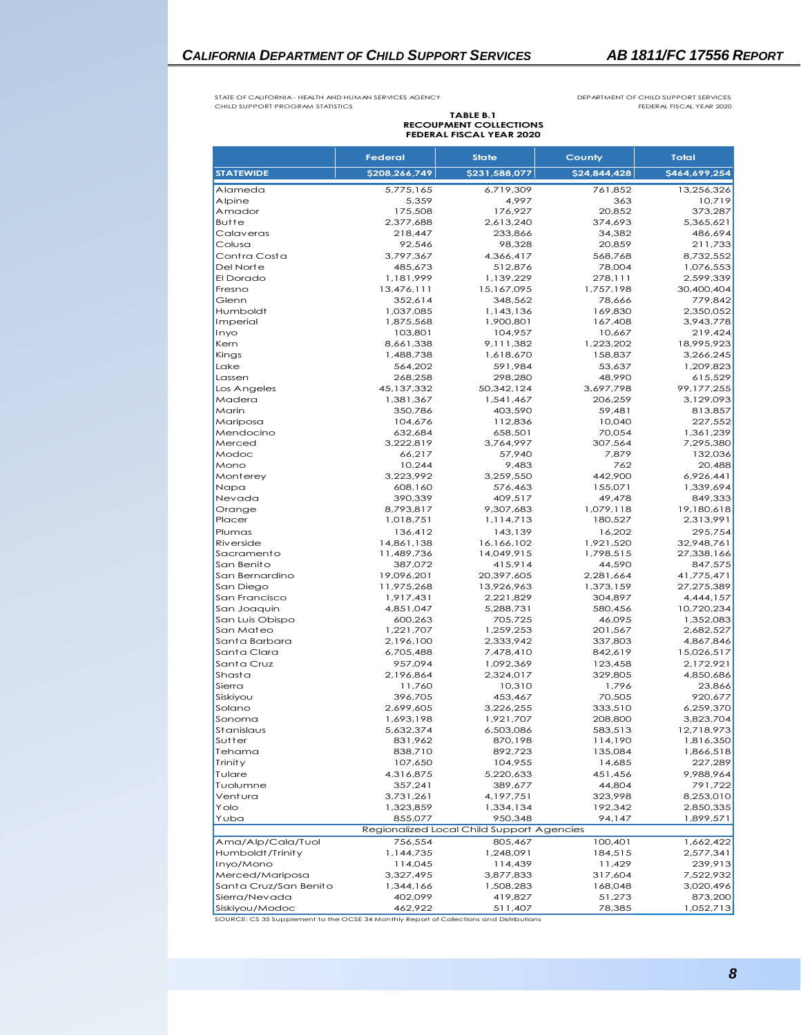STATE OF CALIFORNIA - HEALTH AND HUMAN SERVICES AGENCY
CHILD SUPPORT PROGRAM STATISTICS

DEPARTMENT OF CHILD SUPPORT SERVICES
FEDERAL FISCAL YEAR 2020

**TABLE B.1**
**RECOUPMENT COLLECTIONS**
**FEDERAL FISCAL YEAR 2020**

| | Federal | State | County | Total |
|---|---|---|---|---|
| **STATEWIDE** | **$208,266,749** | **$231,588,077** | **$24,844,428** | **$464,699,254** |
| Alameda | 5,775,165 | 6,719,309 | 761,852 | 13,256,326 |
| Alpine | 5,359 | 4,997 | 363 | 10,719 |
| Amador | 175,508 | 176,927 | 20,852 | 373,287 |
| Butte | 2,377,688 | 2,613,240 | 374,693 | 5,365,621 |
| Calaveras | 218,447 | 233,866 | 34,382 | 486,694 |
| Colusa | 92,546 | 98,328 | 20,859 | 211,733 |
| Contra Costa | 3,797,367 | 4,366,417 | 568,768 | 8,732,552 |
| Del Norte | 485,673 | 512,876 | 78,004 | 1,076,553 |
| El Dorado | 1,181,999 | 1,139,229 | 278,111 | 2,599,339 |
| Fresno | 13,476,111 | 15,167,095 | 1,757,198 | 30,400,404 |
| Glenn | 352,614 | 348,562 | 78,666 | 779,842 |
| Humboldt | 1,037,085 | 1,143,136 | 169,830 | 2,350,052 |
| Imperial | 1,875,568 | 1,900,801 | 167,408 | 3,943,778 |
| Inyo | 103,801 | 104,957 | 10,667 | 219,424 |
| Kern | 8,661,338 | 9,111,382 | 1,223,202 | 18,995,923 |
| Kings | 1,488,738 | 1,618,670 | 158,837 | 3,266,245 |
| Lake | 564,202 | 591,984 | 53,637 | 1,209,823 |
| Lassen | 268,258 | 298,280 | 48,990 | 615,529 |
| Los Angeles | 45,137,332 | 50,342,124 | 3,697,798 | 99,177,255 |
| Madera | 1,381,367 | 1,541,467 | 206,259 | 3,129,093 |
| Marin | 350,786 | 403,590 | 59,481 | 813,857 |
| Mariposa | 104,676 | 112,836 | 10,040 | 227,552 |
| Mendocino | 632,684 | 658,501 | 70,054 | 1,361,239 |
| Merced | 3,222,819 | 3,764,997 | 307,564 | 7,295,380 |
| Modoc | 66,217 | 57,940 | 7,879 | 132,036 |
| Mono | 10,244 | 9,483 | 762 | 20,488 |
| Monterey | 3,223,992 | 3,259,550 | 442,900 | 6,926,441 |
| Napa | 608,160 | 576,463 | 155,071 | 1,339,694 |
| Nevada | 390,339 | 409,517 | 49,478 | 849,333 |
| Orange | 8,793,817 | 9,307,683 | 1,079,118 | 19,180,618 |
| Placer | 1,018,751 | 1,114,713 | 180,527 | 2,313,991 |
| Plumas | 136,412 | 143,139 | 16,202 | 295,754 |
| Riverside | 14,861,138 | 16,166,102 | 1,921,520 | 32,948,761 |
| Sacramento | 11,489,736 | 14,049,915 | 1,798,515 | 27,338,166 |
| San Benito | 387,072 | 415,914 | 44,590 | 847,575 |
| San Bernardino | 19,096,201 | 20,397,605 | 2,281,664 | 41,775,471 |
| San Diego | 11,975,268 | 13,926,963 | 1,373,159 | 27,275,389 |
| San Francisco | 1,917,431 | 2,221,829 | 304,897 | 4,444,157 |
| San Joaquin | 4,851,047 | 5,288,731 | 580,456 | 10,720,234 |
| San Luis Obispo | 600,263 | 705,725 | 46,095 | 1,352,083 |
| San Mateo | 1,221,707 | 1,259,253 | 201,567 | 2,682,527 |
| Santa Barbara | 2,196,100 | 2,333,942 | 337,803 | 4,867,846 |
| Santa Clara | 6,705,488 | 7,478,410 | 842,619 | 15,026,517 |
| Santa Cruz | 957,094 | 1,092,369 | 123,458 | 2,172,921 |
| Shasta | 2,196,864 | 2,324,017 | 329,805 | 4,850,686 |
| Sierra | 11,760 | 10,310 | 1,796 | 23,866 |
| Siskiyou | 396,705 | 453,467 | 70,505 | 920,677 |
| Solano | 2,699,605 | 3,226,255 | 333,510 | 6,259,370 |
| Sonoma | 1,693,198 | 1,921,707 | 208,800 | 3,823,704 |
| Stanislaus | 5,632,374 | 6,503,086 | 583,513 | 12,718,973 |
| Sutter | 831,962 | 870,198 | 114,190 | 1,816,350 |
| Tehama | 838,710 | 892,723 | 135,084 | 1,866,518 |
| Trinity | 107,650 | 104,955 | 14,685 | 227,289 |
| Tulare | 4,316,875 | 5,220,633 | 451,456 | 9,988,964 |
| Tuolumne | 357,241 | 389,677 | 44,804 | 791,722 |
| Ventura | 3,731,261 | 4,197,751 | 323,998 | 8,253,010 |
| Yolo | 1,323,859 | 1,334,134 | 192,342 | 2,850,335 |
| Yuba | 855,077 | 950,348 | 94,147 | 1,899,571 |
| Regionalized Local Child Support Agencies | | | | |
| Ama/Alp/Cala/Tuol | 756,554 | 805,467 | 100,401 | 1,662,422 |
| Humboldt/Trinity | 1,144,735 | 1,248,091 | 184,515 | 2,577,341 |
| Inyo/Mono | 114,045 | 114,439 | 11,429 | 239,913 |
| Merced/Mariposa | 3,327,495 | 3,877,833 | 317,604 | 7,522,932 |
| Santa Cruz/San Benito | 1,344,166 | 1,508,283 | 168,048 | 3,020,496 |
| Sierra/Nevada | 402,099 | 419,827 | 51,273 | 873,200 |
| Siskiyou/Modoc | 462,922 | 511,407 | 78,385 | 1,052,713 |

SOURCE: CS 35 Supplement to the OCSE 34 Monthly Report of Collections and Distributions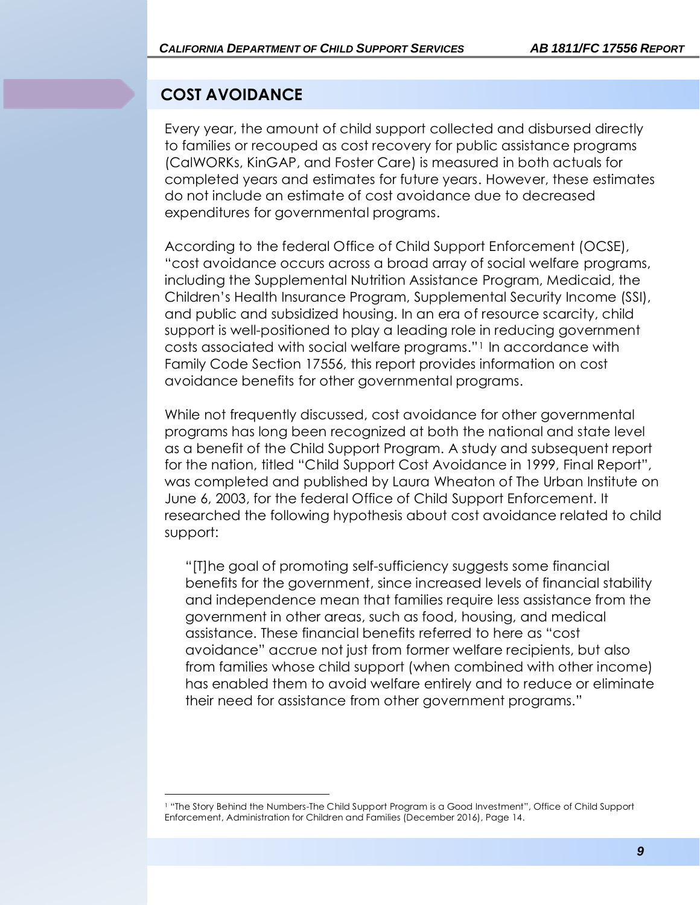## COST AVOIDANCE

Every year, the amount of child support collected and disbursed directly to families or recouped as cost recovery for public assistance programs (CalWORKs, KinGAP, and Foster Care) is measured in both actuals for completed years and estimates for future years. However, these estimates do not include an estimate of cost avoidance due to decreased expenditures for governmental programs.

According to the federal Office of Child Support Enforcement (OCSE), "cost avoidance occurs across a broad array of social welfare programs, including the Supplemental Nutrition Assistance Program, Medicaid, the Children's Health Insurance Program, Supplemental Security Income (SSI), and public and subsidized housing. In an era of resource scarcity, child support is well-positioned to play a leading role in reducing government costs associated with social welfare programs."[1] In accordance with Family Code Section 17556, this report provides information on cost avoidance benefits for other governmental programs.

While not frequently discussed, cost avoidance for other governmental programs has long been recognized at both the national and state level as a benefit of the Child Support Program. A study and subsequent report for the nation, titled "Child Support Cost Avoidance in 1999, Final Report", was completed and published by Laura Wheaton of The Urban Institute on June 6, 2003, for the federal Office of Child Support Enforcement. It researched the following hypothesis about cost avoidance related to child support:

> "[T]he goal of promoting self-sufficiency suggests some financial benefits for the government, since increased levels of financial stability and independence mean that families require less assistance from the government in other areas, such as food, housing, and medical assistance. These financial benefits referred to here as "cost avoidance" accrue not just from former welfare recipients, but also from families whose child support (when combined with other income) has enabled them to avoid welfare entirely and to reduce or eliminate their need for assistance from other government programs."

[1] "The Story Behind the Numbers-The Child Support Program is a Good Investment", Office of Child Support Enforcement, Administration for Children and Families (December 2016), Page 14.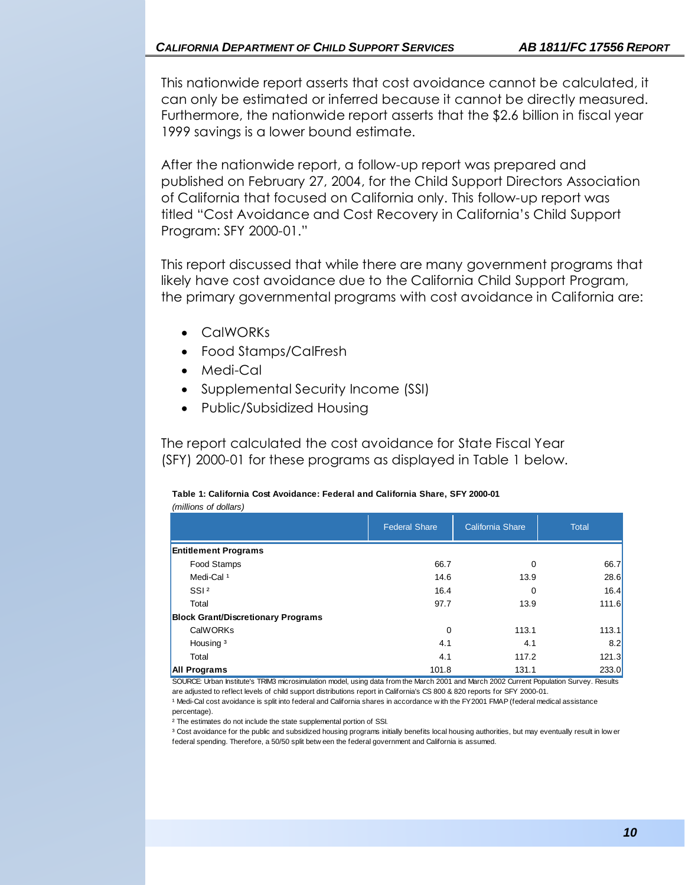This nationwide report asserts that cost avoidance cannot be calculated, it can only be estimated or inferred because it cannot be directly measured. Furthermore, the nationwide report asserts that the $2.6 billion in fiscal year 1999 savings is a lower bound estimate.

After the nationwide report, a follow-up report was prepared and published on February 27, 2004, for the Child Support Directors Association of California that focused on California only. This follow-up report was titled "Cost Avoidance and Cost Recovery in California's Child Support Program: SFY 2000-01."

This report discussed that while there are many government programs that likely have cost avoidance due to the California Child Support Program, the primary governmental programs with cost avoidance in California are:

- CalWORKs
- Food Stamps/CalFresh
- Medi-Cal
- Supplemental Security Income (SSI)
- Public/Subsidized Housing

The report calculated the cost avoidance for State Fiscal Year (SFY) 2000-01 for these programs as displayed in Table 1 below.

**Table 1: California Cost Avoidance: Federal and California Share, SFY 2000-01**

*(millions of dollars)*

| | Federal Share | California Share | Total |
|---|---|---|---|
| **Entitlement Programs** | | | |
| Food Stamps | 66.7 | 0 | 66.7 |
| Medi-Cal [1] | 14.6 | 13.9 | 28.6 |
| SSI [2] | 16.4 | 0 | 16.4 |
| Total | 97.7 | 13.9 | 111.6 |
| **Block Grant/Discretionary Programs** | | | |
| CalWORKs | 0 | 113.1 | 113.1 |
| Housing [3] | 4.1 | 4.1 | 8.2 |
| Total | 4.1 | 117.2 | 121.3 |
| **All Programs** | 101.8 | 131.1 | 233.0 |

SOURCE: Urban Institute's TRIM3 microsimulation model, using data from the March 2001 and March 2002 Current Population Survey. Results are adjusted to reflect levels of child support distributions report in California's CS 800 & 820 reports for SFY 2000-01.

[1] Medi-Cal cost avoidance is split into federal and California shares in accordance with the FY2001 FMAP (federal medical assistance percentage).

[2] The estimates do not include the state supplemental portion of SSI.

[3] Cost avoidance for the public and subsidized housing programs initially benefits local housing authorities, but may eventually result in lower federal spending. Therefore, a 50/50 split between the federal government and California is assumed.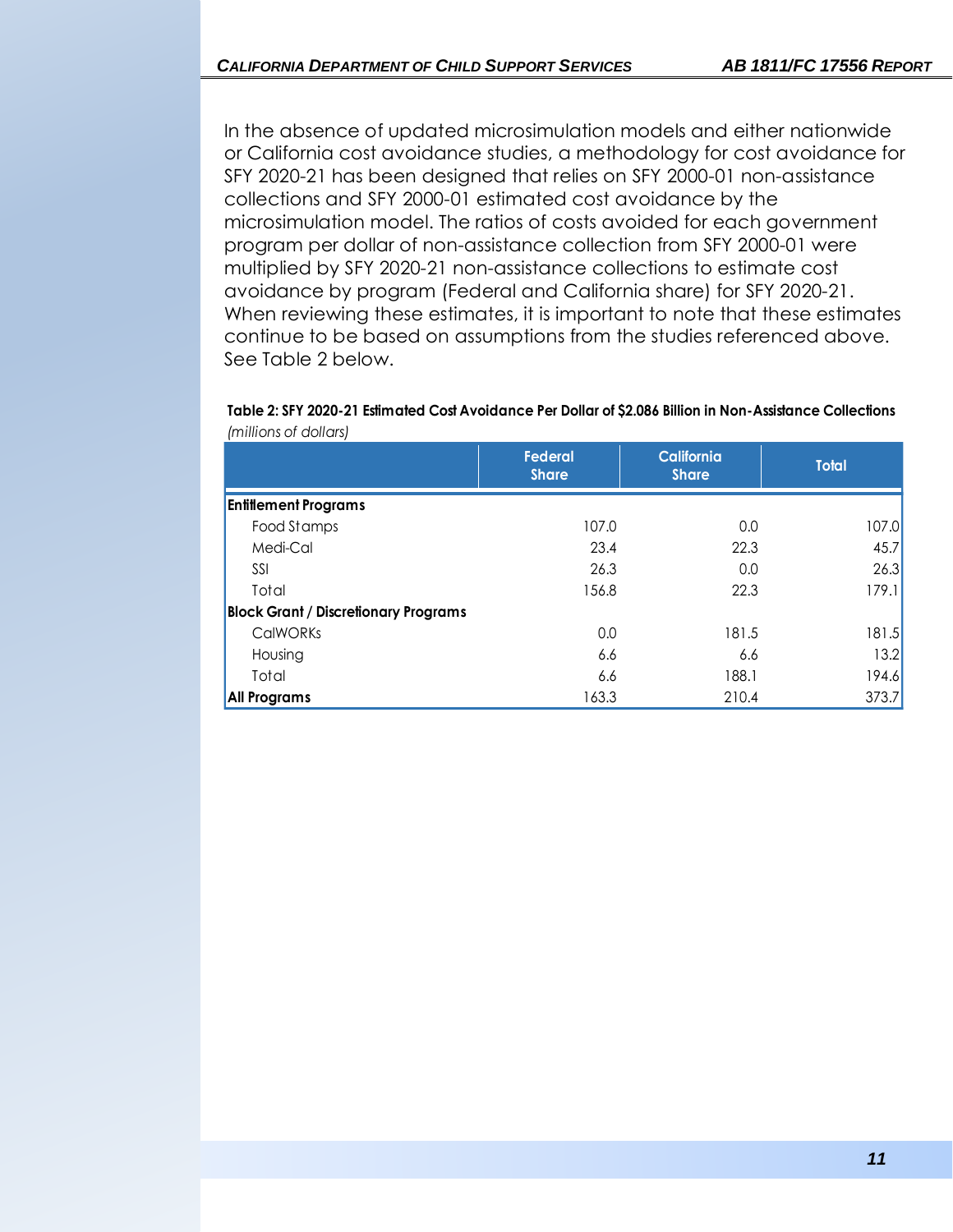In the absence of updated microsimulation models and either nationwide or California cost avoidance studies, a methodology for cost avoidance for SFY 2020-21 has been designed that relies on SFY 2000-01 non-assistance collections and SFY 2000-01 estimated cost avoidance by the microsimulation model. The ratios of costs avoided for each government program per dollar of non-assistance collection from SFY 2000-01 were multiplied by SFY 2020-21 non-assistance collections to estimate cost avoidance by program (Federal and California share) for SFY 2020-21. When reviewing these estimates, it is important to note that these estimates continue to be based on assumptions from the studies referenced above. See Table 2 below.

**Table 2: SFY 2020-21 Estimated Cost Avoidance Per Dollar of $2.086 Billion in Non-Assistance Collections**
*(millions of dollars)*

| | Federal Share | California Share | Total |
|---|---|---|---|
| **Entitlement Programs** | | | |
| Food Stamps | 107.0 | 0.0 | 107.0 |
| Medi-Cal | 23.4 | 22.3 | 45.7 |
| SSI | 26.3 | 0.0 | 26.3 |
| Total | 156.8 | 22.3 | 179.1 |
| **Block Grant / Discretionary Programs** | | | |
| CalWORKs | 0.0 | 181.5 | 181.5 |
| Housing | 6.6 | 6.6 | 13.2 |
| Total | 6.6 | 188.1 | 194.6 |
| **All Programs** | 163.3 | 210.4 | 373.7 |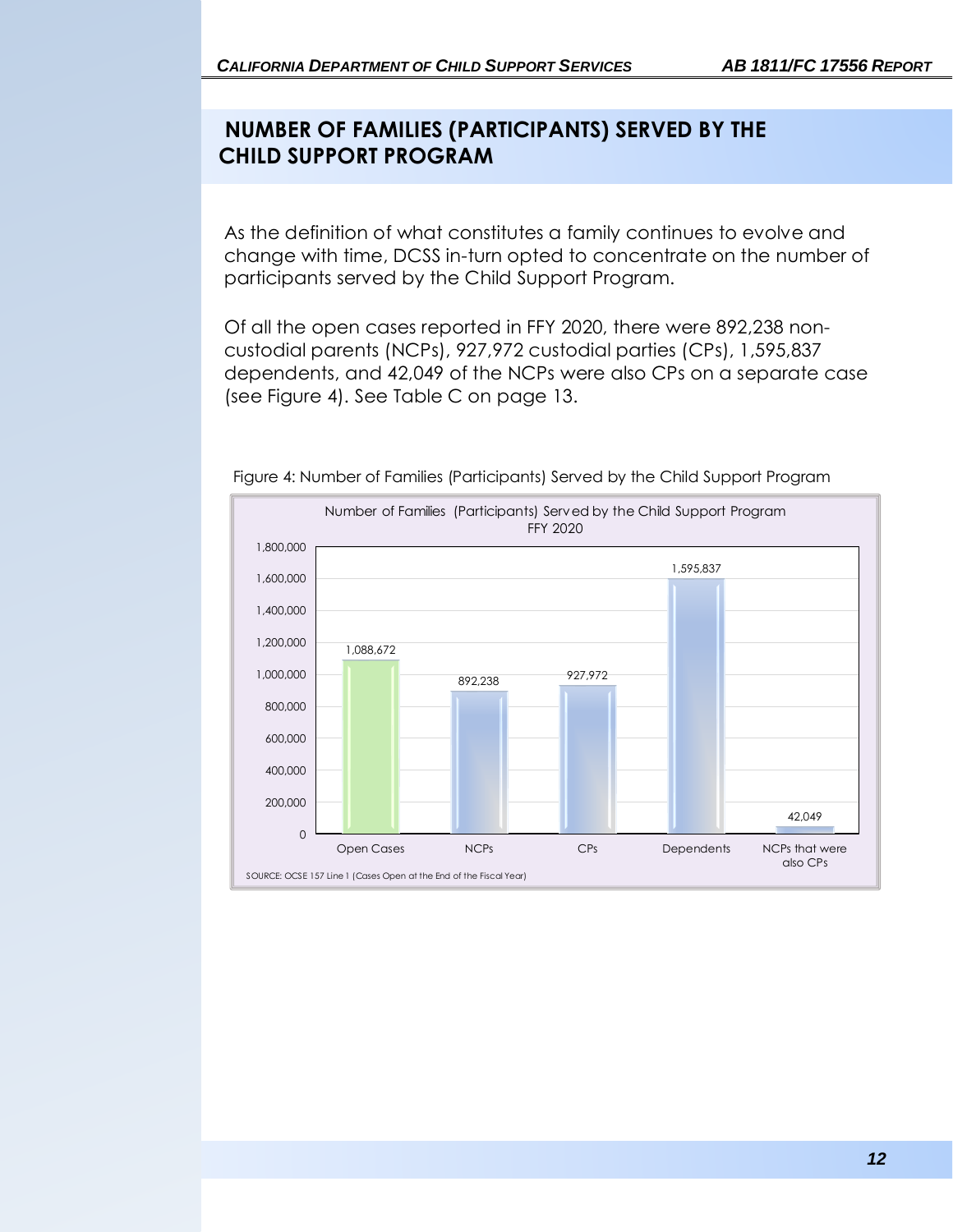## NUMBER OF FAMILIES (PARTICIPANTS) SERVED BY THE CHILD SUPPORT PROGRAM

As the definition of what constitutes a family continues to evolve and change with time, DCSS in-turn opted to concentrate on the number of participants served by the Child Support Program.

Of all the open cases reported in FFY 2020, there were 892,238 non-custodial parents (NCPs), 927,972 custodial parties (CPs), 1,595,837 dependents, and 42,049 of the NCPs were also CPs on a separate case (see Figure 4). See Table C on page 13.

Figure 4: Number of Families (Participants) Served by the Child Support Program

Number of Families (Participants) Served by the Child Support Program FFY 2020

| Category | Count |
|---|---|
| Open Cases | 1,088,672 |
| NCPs | 892,238 |
| CPs | 927,972 |
| Dependents | 1,595,837 |
| NCPs that were also CPs | 42,049 |

SOURCE: OCSE 157 Line 1 (Cases Open at the End of the Fiscal Year)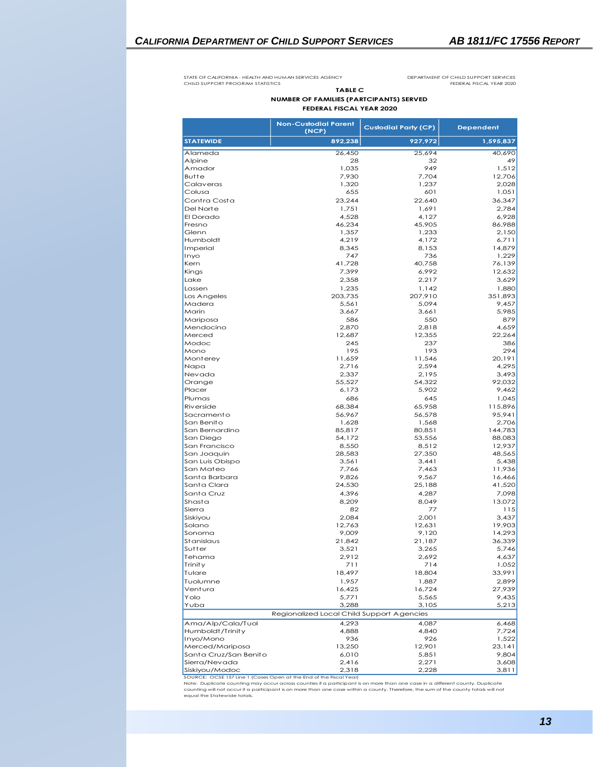STATE OF CALIFORNIA - HEALTH AND HUMAN SERVICES AGENCY
CHILD SUPPORT PROGRAM STATISTICS

DEPARTMENT OF CHILD SUPPORT SERVICES
FEDERAL FISCAL YEAR 2020

**TABLE C**

**NUMBER OF FAMILIES (PARTCIPANTS) SERVED**

**FEDERAL FISCAL YEAR 2020**

| | Non-Custodial Parent (NCP) | Custodial Party (CP) | Dependent |
|---|---|---|---|
| **STATEWIDE** | **892,238** | **927,972** | **1,595,837** |
| Alameda | 26,450 | 25,694 | 40,690 |
| Alpine | 28 | 32 | 49 |
| Amador | 1,035 | 949 | 1,512 |
| Butte | 7,930 | 7,704 | 12,706 |
| Calaveras | 1,320 | 1,237 | 2,028 |
| Colusa | 655 | 601 | 1,051 |
| Contra Costa | 23,244 | 22,640 | 36,347 |
| Del Norte | 1,751 | 1,691 | 2,784 |
| El Dorado | 4,528 | 4,127 | 6,928 |
| Fresno | 46,234 | 45,905 | 86,988 |
| Glenn | 1,357 | 1,233 | 2,150 |
| Humboldt | 4,219 | 4,172 | 6,711 |
| Imperial | 8,345 | 8,153 | 14,879 |
| Inyo | 747 | 736 | 1,229 |
| Kern | 41,728 | 40,758 | 76,139 |
| Kings | 7,399 | 6,992 | 12,632 |
| Lake | 2,358 | 2,217 | 3,629 |
| Lassen | 1,235 | 1,142 | 1,880 |
| Los Angeles | 203,735 | 207,910 | 351,893 |
| Madera | 5,561 | 5,094 | 9,457 |
| Marin | 3,667 | 3,661 | 5,985 |
| Mariposa | 586 | 550 | 879 |
| Mendocino | 2,870 | 2,818 | 4,659 |
| Merced | 12,687 | 12,355 | 22,264 |
| Modoc | 245 | 237 | 386 |
| Mono | 195 | 193 | 294 |
| Monterey | 11,659 | 11,546 | 20,191 |
| Napa | 2,716 | 2,594 | 4,295 |
| Nevada | 2,337 | 2,195 | 3,493 |
| Orange | 55,527 | 54,322 | 92,032 |
| Placer | 6,173 | 5,902 | 9,462 |
| Plumas | 686 | 645 | 1,045 |
| Riverside | 68,384 | 65,958 | 115,896 |
| Sacramento | 56,967 | 56,578 | 95,941 |
| San Benito | 1,628 | 1,568 | 2,706 |
| San Bernardino | 85,817 | 80,851 | 144,783 |
| San Diego | 54,172 | 53,556 | 88,083 |
| San Francisco | 8,550 | 8,512 | 12,937 |
| San Joaquin | 28,583 | 27,350 | 48,565 |
| San Luis Obispo | 3,561 | 3,441 | 5,438 |
| San Mateo | 7,766 | 7,463 | 11,936 |
| Santa Barbara | 9,826 | 9,567 | 16,466 |
| Santa Clara | 24,530 | 25,188 | 41,520 |
| Santa Cruz | 4,396 | 4,287 | 7,098 |
| Shasta | 8,209 | 8,049 | 13,072 |
| Sierra | 82 | 77 | 115 |
| Siskiyou | 2,084 | 2,001 | 3,437 |
| Solano | 12,763 | 12,631 | 19,903 |
| Sonoma | 9,009 | 9,120 | 14,293 |
| Stanislaus | 21,842 | 21,187 | 36,339 |
| Sutter | 3,521 | 3,265 | 5,746 |
| Tehama | 2,912 | 2,692 | 4,637 |
| Trinity | 711 | 714 | 1,052 |
| Tulare | 18,497 | 18,804 | 33,991 |
| Tuolumne | 1,957 | 1,887 | 2,899 |
| Ventura | 16,425 | 16,724 | 27,939 |
| Yolo | 5,771 | 5,565 | 9,435 |
| Yuba | 3,288 | 3,105 | 5,213 |
| Regionalized Local Child Support Agencies | | | |
| Ama/Alp/Cala/Tuol | 4,293 | 4,087 | 6,468 |
| Humboldt/Trinity | 4,888 | 4,840 | 7,724 |
| Inyo/Mono | 936 | 926 | 1,522 |
| Merced/Mariposa | 13,250 | 12,901 | 23,141 |
| Santa Cruz/San Benito | 6,010 | 5,851 | 9,804 |
| Sierra/Nevada | 2,416 | 2,271 | 3,608 |
| Siskiyou/Modoc | 2,318 | 2,228 | 3,811 |

SOURCE: OCSE 157 Line 1 (Cases Open at the End of the Fiscal Year)

Note: Duplicate counting may occur across counties if a participant is on more than one case in a different county. Duplicate counting will not occur if a participant is on more than one case within a county. Therefore, the sum of the county totals will not equal the Statewide totals.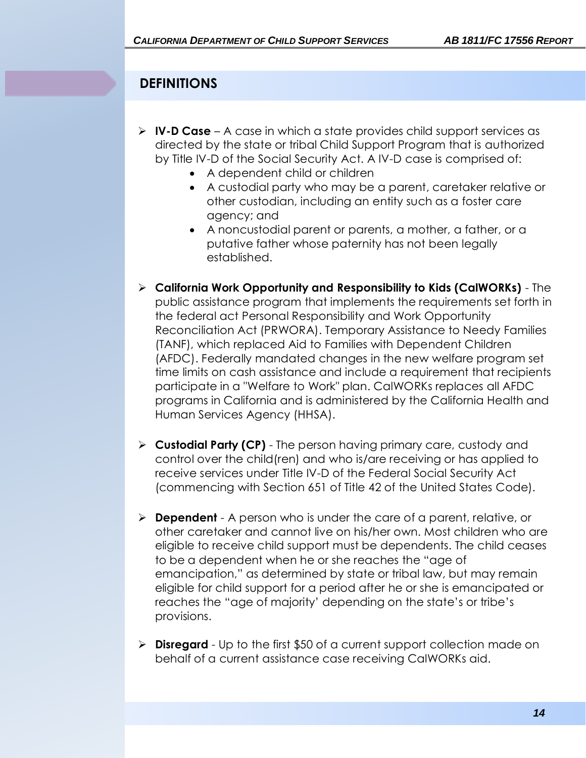## DEFINITIONS

- **IV-D Case** – A case in which a state provides child support services as directed by the state or tribal Child Support Program that is authorized by Title IV-D of the Social Security Act. A IV-D case is comprised of:
  - A dependent child or children
  - A custodial party who may be a parent, caretaker relative or other custodian, including an entity such as a foster care agency; and
  - A noncustodial parent or parents, a mother, a father, or a putative father whose paternity has not been legally established.

- **California Work Opportunity and Responsibility to Kids (CalWORKs)** - The public assistance program that implements the requirements set forth in the federal act Personal Responsibility and Work Opportunity Reconciliation Act (PRWORA). Temporary Assistance to Needy Families (TANF), which replaced Aid to Families with Dependent Children (AFDC). Federally mandated changes in the new welfare program set time limits on cash assistance and include a requirement that recipients participate in a "Welfare to Work" plan. CalWORKs replaces all AFDC programs in California and is administered by the California Health and Human Services Agency (HHSA).

- **Custodial Party (CP)** - The person having primary care, custody and control over the child(ren) and who is/are receiving or has applied to receive services under Title IV-D of the Federal Social Security Act (commencing with Section 651 of Title 42 of the United States Code).

- **Dependent** - A person who is under the care of a parent, relative, or other caretaker and cannot live on his/her own. Most children who are eligible to receive child support must be dependents. The child ceases to be a dependent when he or she reaches the "age of emancipation," as determined by state or tribal law, but may remain eligible for child support for a period after he or she is emancipated or reaches the "age of majority' depending on the state's or tribe's provisions.

- **Disregard** - Up to the first $50 of a current support collection made on behalf of a current assistance case receiving CalWORKs aid.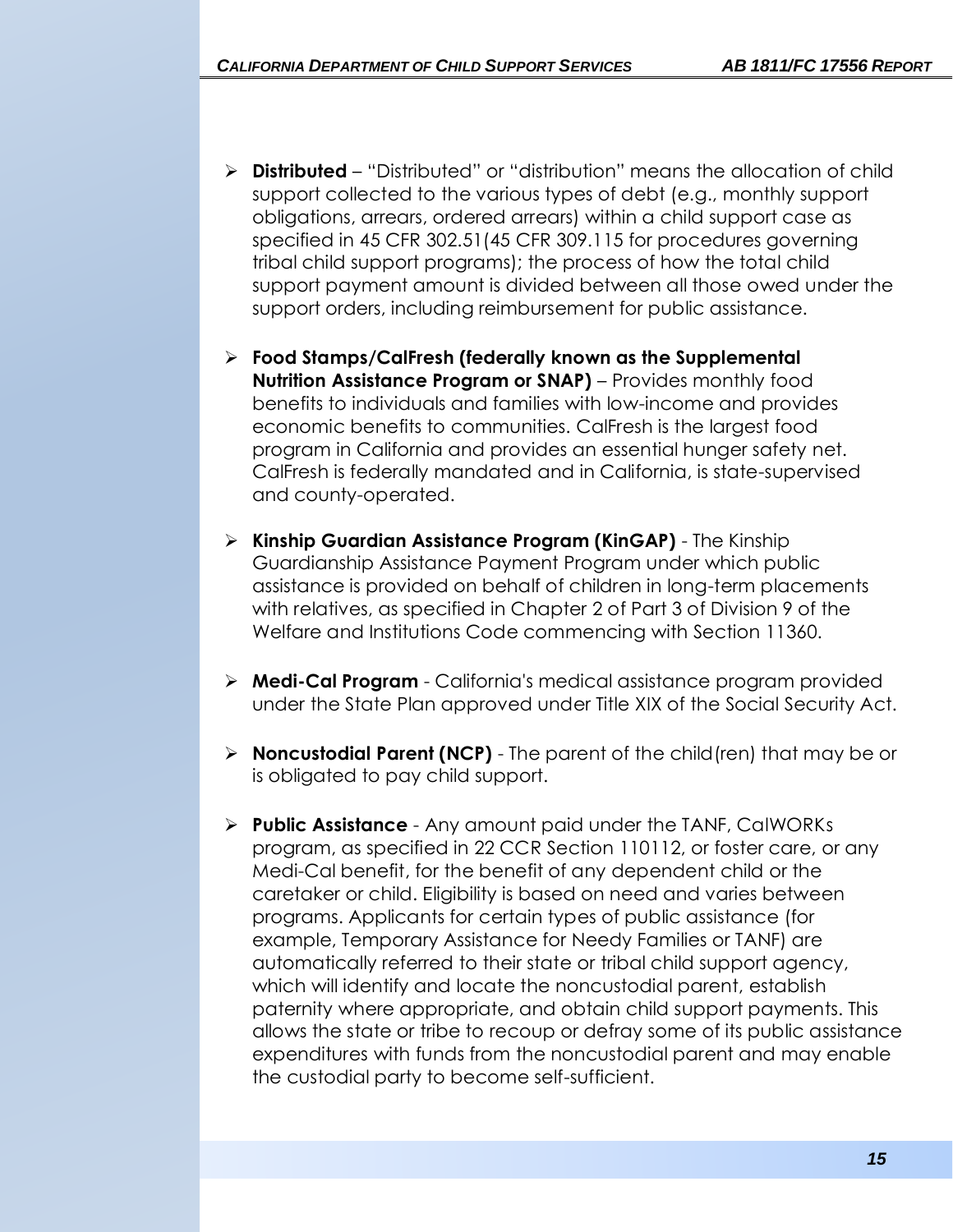- **Distributed** – "Distributed" or "distribution" means the allocation of child support collected to the various types of debt (e.g., monthly support obligations, arrears, ordered arrears) within a child support case as specified in 45 CFR 302.51(45 CFR 309.115 for procedures governing tribal child support programs); the process of how the total child support payment amount is divided between all those owed under the support orders, including reimbursement for public assistance.

- **Food Stamps/CalFresh (federally known as the Supplemental Nutrition Assistance Program or SNAP)** – Provides monthly food benefits to individuals and families with low-income and provides economic benefits to communities. CalFresh is the largest food program in California and provides an essential hunger safety net. CalFresh is federally mandated and in California, is state-supervised and county-operated.

- **Kinship Guardian Assistance Program (KinGAP)** - The Kinship Guardianship Assistance Payment Program under which public assistance is provided on behalf of children in long-term placements with relatives, as specified in Chapter 2 of Part 3 of Division 9 of the Welfare and Institutions Code commencing with Section 11360.

- **Medi-Cal Program** - California's medical assistance program provided under the State Plan approved under Title XIX of the Social Security Act.

- **Noncustodial Parent (NCP)** - The parent of the child(ren) that may be or is obligated to pay child support.

- **Public Assistance** - Any amount paid under the TANF, CalWORKs program, as specified in 22 CCR Section 110112, or foster care, or any Medi-Cal benefit, for the benefit of any dependent child or the caretaker or child. Eligibility is based on need and varies between programs. Applicants for certain types of public assistance (for example, Temporary Assistance for Needy Families or TANF) are automatically referred to their state or tribal child support agency, which will identify and locate the noncustodial parent, establish paternity where appropriate, and obtain child support payments. This allows the state or tribe to recoup or defray some of its public assistance expenditures with funds from the noncustodial parent and may enable the custodial party to become self-sufficient.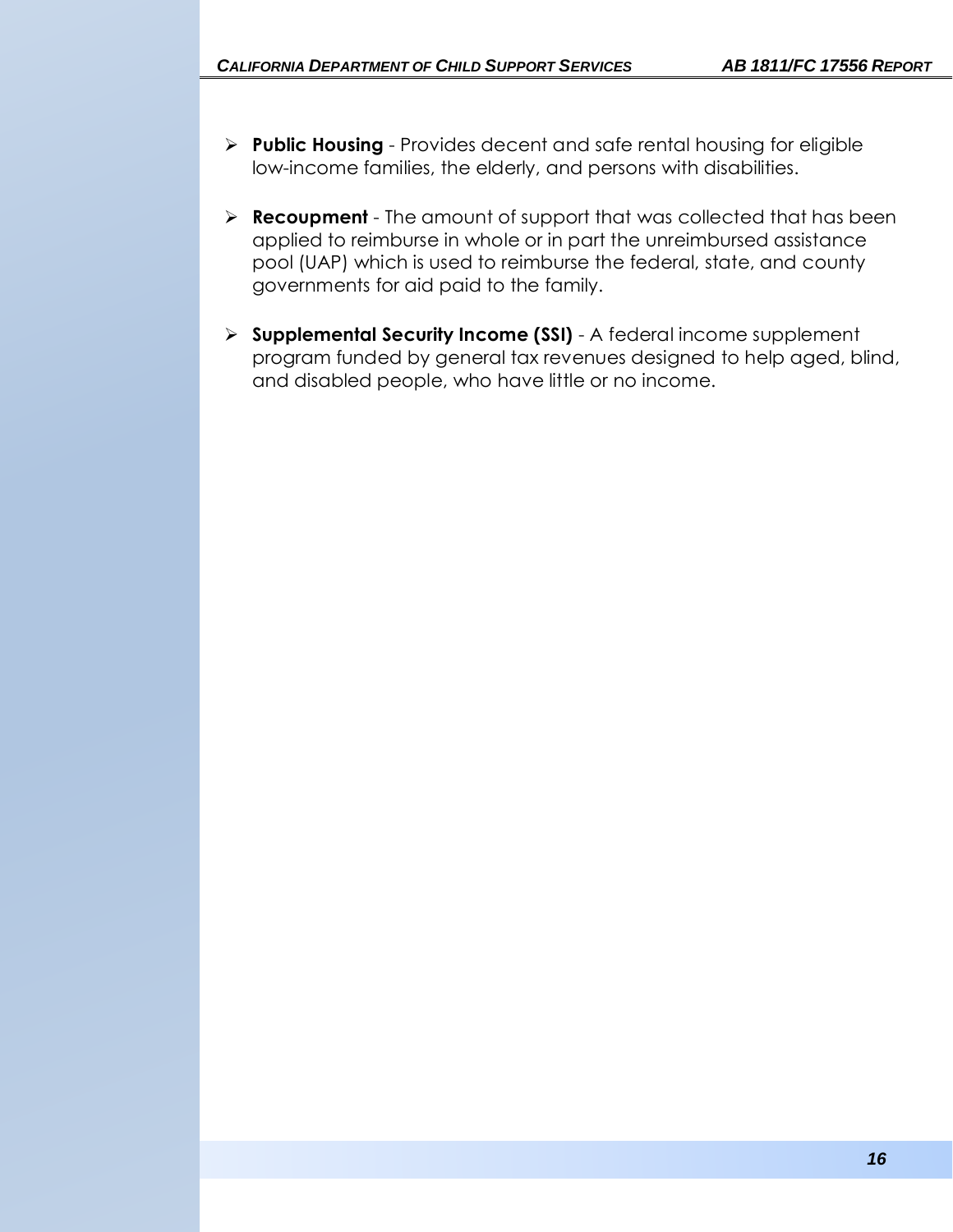- **Public Housing** - Provides decent and safe rental housing for eligible low-income families, the elderly, and persons with disabilities.

- **Recoupment** - The amount of support that was collected that has been applied to reimburse in whole or in part the unreimbursed assistance pool (UAP) which is used to reimburse the federal, state, and county governments for aid paid to the family.

- **Supplemental Security Income (SSI)** - A federal income supplement program funded by general tax revenues designed to help aged, blind, and disabled people, who have little or no income.